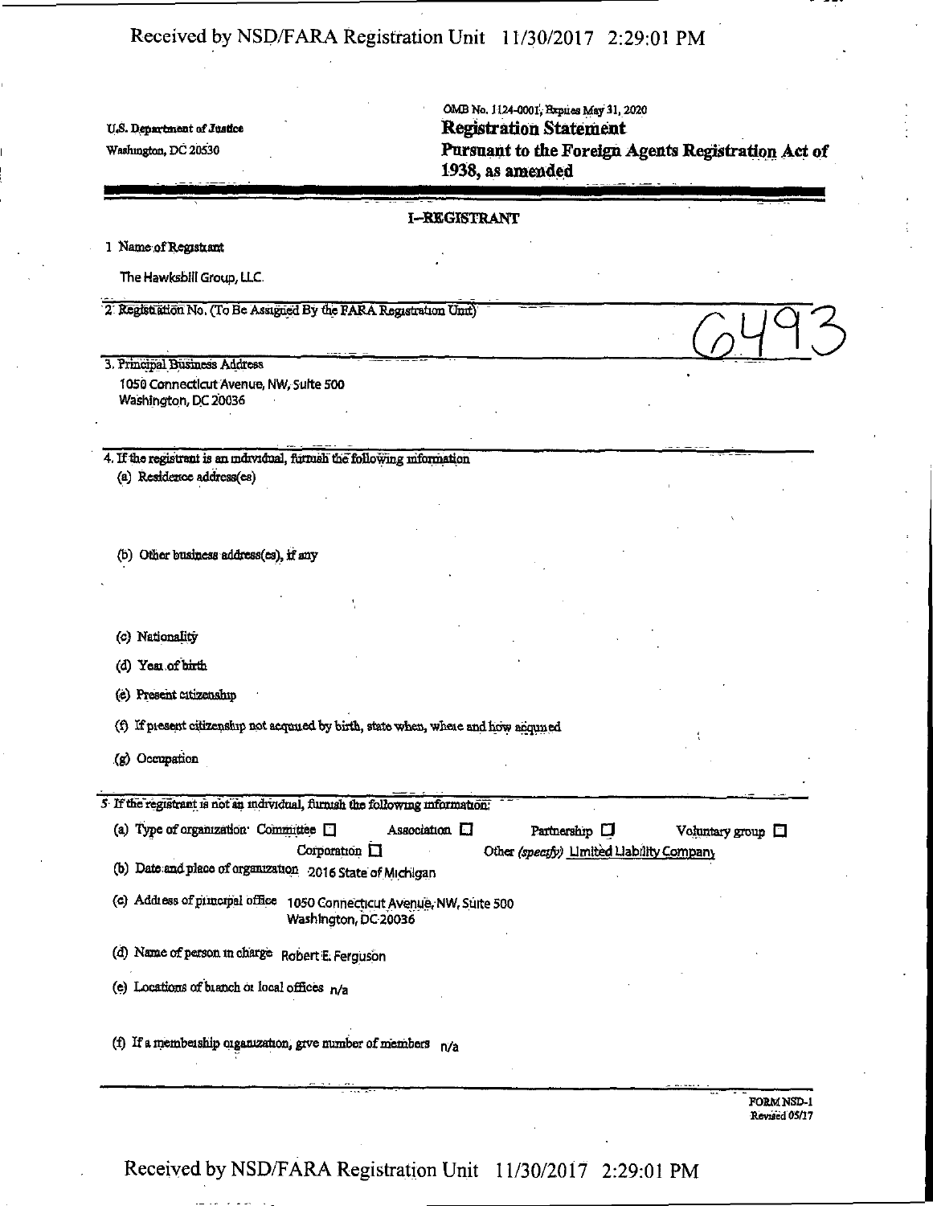U.S. Department of Justice
Washington, DC 20530

OMB No. 1124-0001; Expires May 31, 2020

# Registration Statement
## Pursuant to the Foreign Agents Registration Act of 1938, as amended

### I--REGISTRANT

1. Name of Registrant

The Hawksbill Group, LLC.

2. Registration No. (To Be Assigned By the FARA Registration Unit)

6493

3. Principal Business Address
1050 Connecticut Avenue, NW, Suite 500
Washington, DC 20036

4. If the registrant is an individual, furnish the following information

(a) Residence address(es)

(b) Other business address(es), if any

(c) Nationality

(d) Year of birth

(e) Present citizenship

(f) If present citizenship not acquired by birth, state when, where and how acquired

(g) Occupation

5. If the registrant is not an individual, furnish the following information:

(a) Type of organization: Committee ☐ Association ☐ Partnership ☐ Voluntary group ☐ Corporation ☐ Other *(specify)* Limited Liability Company

(b) Date and place of organization 2016 State of Michigan

(c) Address of principal office 1050 Connecticut Avenue, NW, Suite 500
Washington, DC 20036

(d) Name of person in charge Robert E. Ferguson

(e) Locations of branch or local offices n/a

(f) If a membership organization, give number of members n/a

FORM NSD-1
Revised 05/17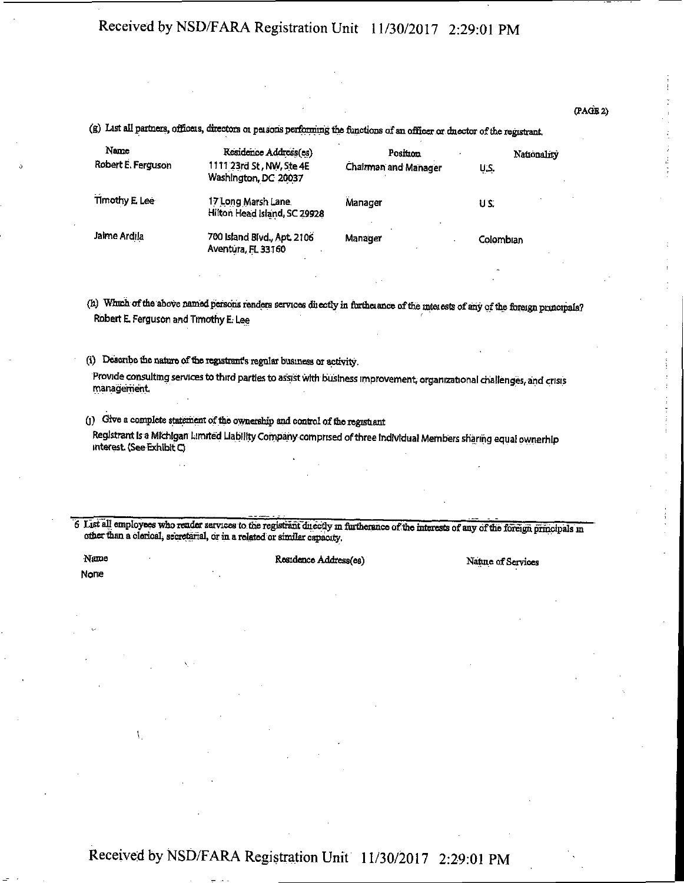(PAGE 2)

(g) List all partners, officers, directors or persons performing the functions of an officer or director of the registrant.

| Name | Residence Address(es) | Position | Nationality |
|---|---|---|---|
| Robert E. Ferguson | 1111 23rd St, NW, Ste 4E Washington, DC 20037 | Chairman and Manager | U.S. |
| Timothy E. Lee | 17 Long Marsh Lane Hilton Head Island, SC 29928 | Manager | U.S. |
| Jaime Ardila | 700 Island Blvd., Apt. 2106 Aventura, FL 33160 | Manager | Colombian |

(h) Which of the above named persons renders services directly in furtherance of the interests of any of the foreign principals?

Robert E. Ferguson and Timothy E. Lee

(i) Describe the nature of the registrant's regular business or activity.

Provide consulting services to third parties to assist with business improvement, organizational challenges, and crisis management.

(j) Give a complete statement of the ownership and control of the registrant

Registrant is a Michigan Limited Liability Company comprised of three individual Members sharing equal ownerhip interest. (See Exhibit C)

6 List all employees who render services to the registrant directly in furtherance of the interests of any of the foreign principals in other than a clerical, secretarial, or in a related or similar capacity.

| Name | Residence Address(es) | Nature of Services |
|---|---|---|
| None | | |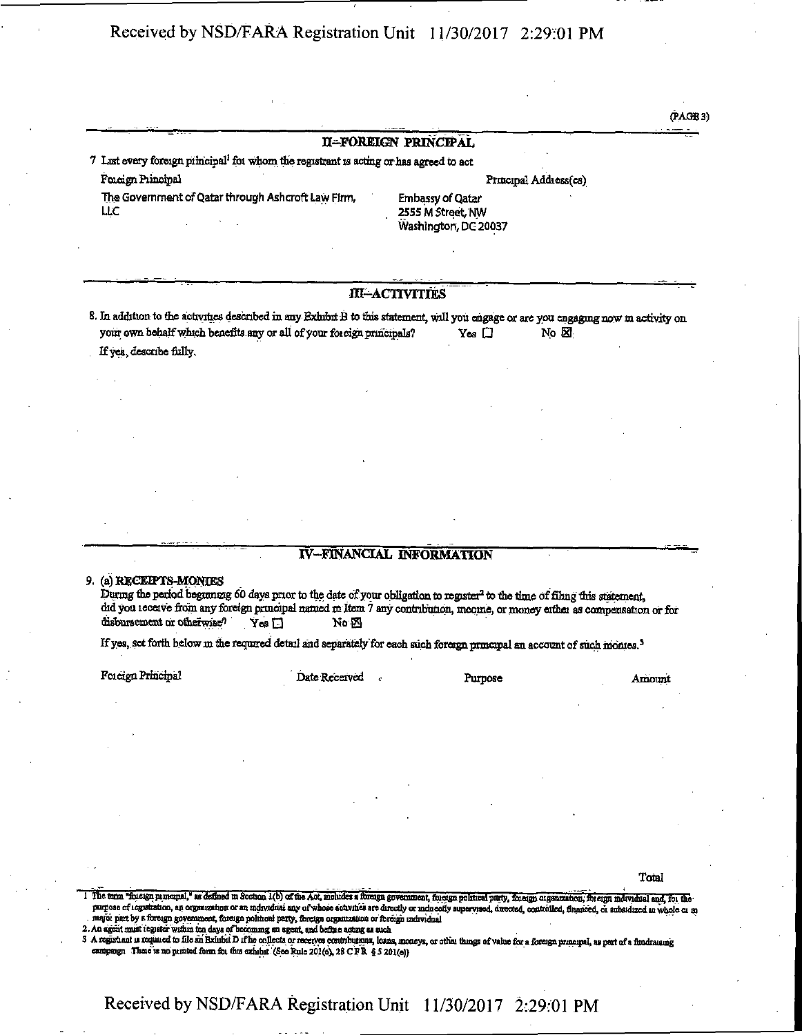(PAGE 3)

## II--FOREIGN PRINCIPAL

7. List every foreign principal[1] for whom the registrant is acting or has agreed to act

| Foreign Principal | Principal Address(es) |
|---|---|
| The Government of Qatar through Ashcroft Law Firm, LLC | Embassy of Qatar<br>2555 M Street, NW<br>Washington, DC 20037 |

## III--ACTIVITIES

8. In addition to the activities described in any Exhibit B to this statement, will you engage or are you engaging now in activity on your own behalf which benefits any or all of your foreign principals? Yes ☐ No ☒

If yes, describe fully.

## IV--FINANCIAL INFORMATION

9. (a) RECEIPTS-MONIES

During the period beginning 60 days prior to the date of your obligation to register[2] to the time of filing this statement, did you receive from any foreign principal named in Item 7 any contribution, income, or money either as compensation or for disbursement or otherwise? Yes ☐ No ☒

If yes, set forth below in the required detail and separately for each such foreign principal an account of such monies.[3]

| Foreign Principal | Date Received | Purpose | Amount |
|---|---|---|---|
| | | | |
| | | Total | |

1 The term "foreign principal," as defined in Section 1(b) of the Act, includes a foreign government, foreign political party, foreign organization, foreign individual and, for the purpose of registration, an organization or an individual any of whose activities are directly or indirectly supervised, directed, controlled, financed, or subsidized in whole or in major part by a foreign government, foreign political party, foreign organization or foreign individual

2. An agent must register within ten days of becoming an agent, and before acting as such

3 A registrant is required to file an Exhibit D if he collects or receives contributions, loans, moneys, or other things of value for a foreign principal, as part of a fundraising campaign There is no printed form for this exhibit (See Rule 201(e), 28 C F R § 5 201(e))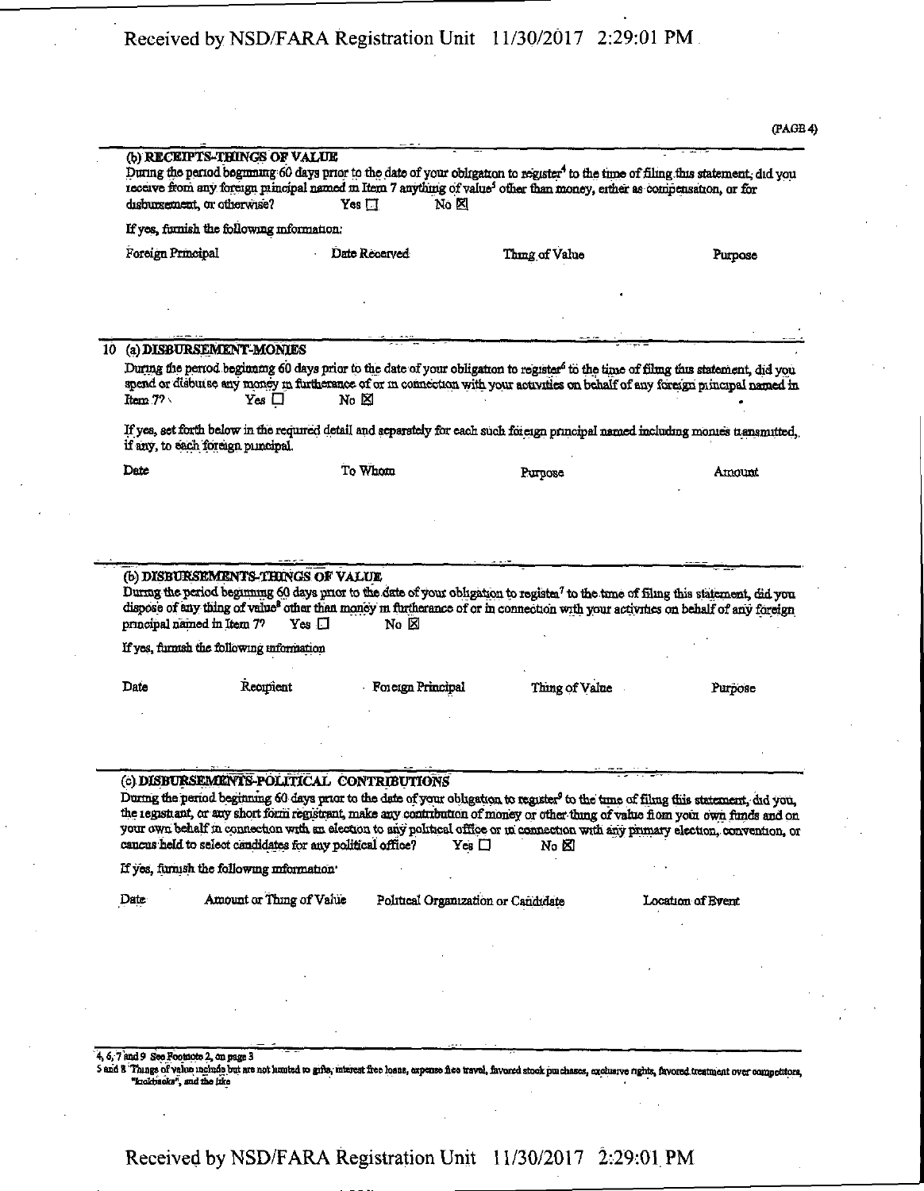(PAGE 4)

**(b) RECEIPTS-THINGS OF VALUE**

During the period beginning 60 days prior to the date of your obligation to register[4] to the time of filing this statement, did you receive from any foreign principal named in Item 7 anything of value[5] other than money, either as compensation, or for disbursement, or otherwise? Yes ☐ No ☒

If yes, furnish the following information:

| Foreign Principal | Date Received | Thing of Value | Purpose |
|---|---|---|---|
| | | | |

**10 (a) DISBURSEMENT-MONIES**

During the period beginning 60 days prior to the date of your obligation to register[6] to the time of filing this statement, did you spend or disburse any money in furtherance of or in connection with your activities on behalf of any foreign principal named in Item 7? Yes ☐ No ☒

If yes, set forth below in the required detail and separately for each such foreign principal named including monies transmitted, if any, to each foreign principal.

| Date | To Whom | Purpose | Amount |
|---|---|---|---|
| | | | |

**(b) DISBURSEMENTS-THINGS OF VALUE**

During the period beginning 60 days prior to the date of your obligation to register[7] to the time of filing this statement, did you dispose of any thing of value[8] other than money in furtherance of or in connection with your activities on behalf of any foreign principal named in Item 7? Yes ☐ No ☒

If yes, furnish the following information

| Date | Recipient | Foreign Principal | Thing of Value | Purpose |
|---|---|---|---|---|
| | | | | |

**(c) DISBURSEMENTS-POLITICAL CONTRIBUTIONS**

During the period beginning 60 days prior to the date of your obligation to register[9] to the time of filing this statement, did you, the registrant, or any short form registrant, make any contribution of money or other thing of value from your own funds and on your own behalf in connection with an election to any political office or in connection with any primary election, convention, or caucus held to select candidates for any political office? Yes ☐ No ☒

If yes, furnish the following information:

| Date | Amount or Thing of Value | Political Organization or Candidate | Location of Event |
|---|---|---|---|
| | | | |

4, 6, 7 and 9 See Footnote 2, on page 3

5 and 8 Things of value include but are not limited to gifts, interest free loans, expense free travel, favored stock purchases, exclusive rights, favored treatment over competitors, "kickbacks", and the like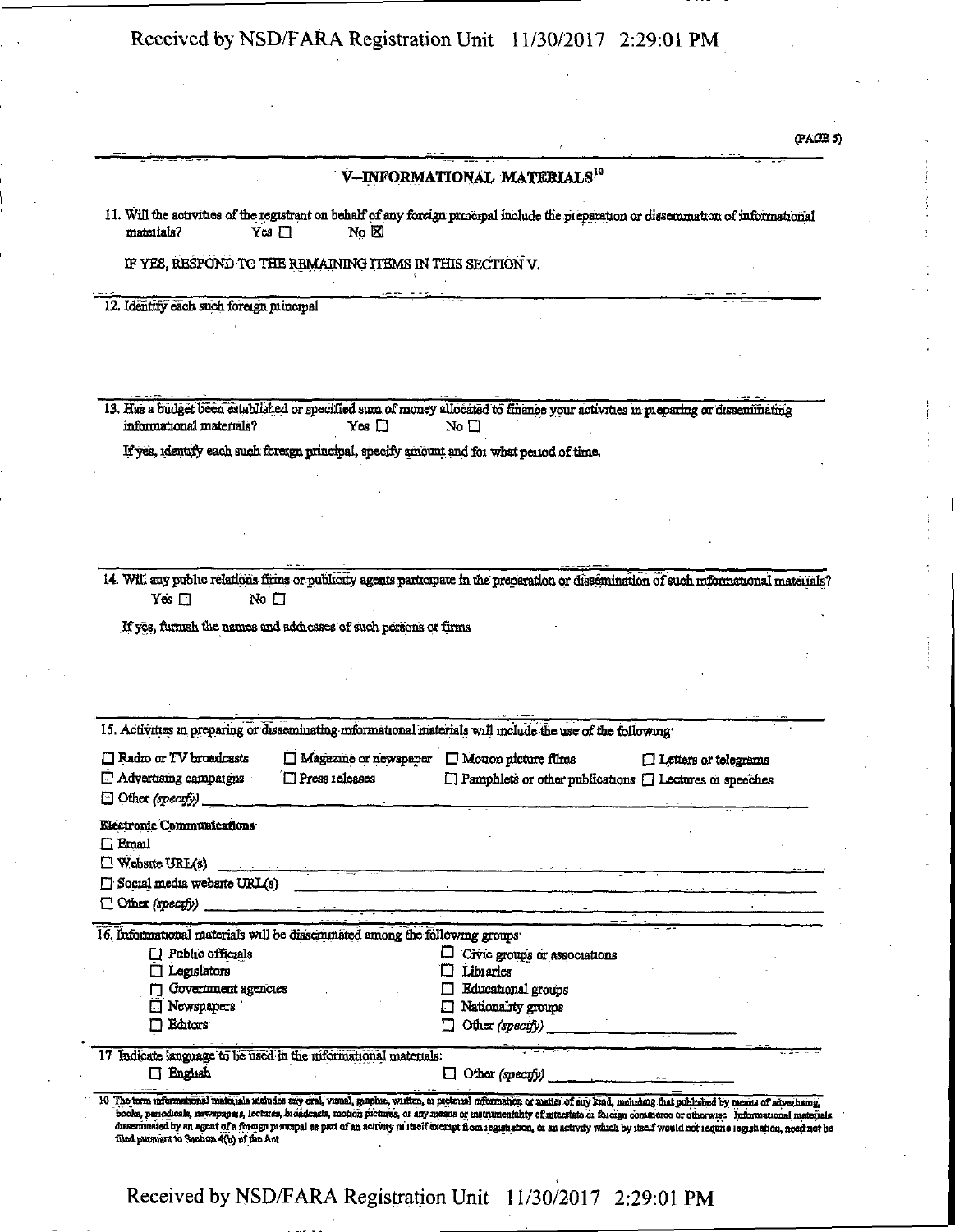## V—INFORMATIONAL MATERIALS[10]

11. Will the activities of the registrant on behalf of any foreign principal include the preparation or dissemination of informational materials? Yes ☐ No ☒

IF YES, RESPOND TO THE REMAINING ITEMS IN THIS SECTION V.

12. Identify each such foreign principal

13. Has a budget been established or specified sum of money allocated to finance your activities in preparing or disseminating informational materials? Yes ☐ No ☐

If yes, identify each such foreign principal, specify amount and for what period of time.

14. Will any public relations firms or publicity agents participate in the preparation or dissemination of such informational materials? Yes ☐ No ☐

If yes, furnish the names and addresses of such persons or firms

15. Activities in preparing or disseminating informational materials will include the use of the following:

☐ Radio or TV broadcasts ☐ Magazine or newspaper ☐ Motion picture films ☐ Letters or telegrams
☐ Advertising campaigns ☐ Press releases ☐ Pamphlets or other publications ☐ Lectures or speeches
☐ Other *(specify)* ______

**Electronic Communications**

☐ Email
☐ Website URL(s) ______
☐ Social media website URL(s) ______
☐ Other *(specify)* ______

16. Informational materials will be disseminated among the following groups:

☐ Public officials ☐ Civic groups or associations
☐ Legislators ☐ Libraries
☐ Government agencies ☐ Educational groups
☐ Newspapers ☐ Nationality groups
☐ Editors ☐ Other *(specify)* ______

17. Indicate language to be used in the informational materials:

☐ English ☐ Other *(specify)* ______

10 The term informational materials includes any oral, visual, graphic, written, or pictorial information or matter of any kind, including that published by means of advertising, books, periodicals, newspapers, lectures, broadcasts, motion pictures, or any means or instrumentality of interstate or foreign commerce or otherwise. Informational materials disseminated by an agent of a foreign principal as part of an activity in itself exempt from registration, or an activity which by itself would not require registration, need not be filed pursuant to Section 4(b) of the Act.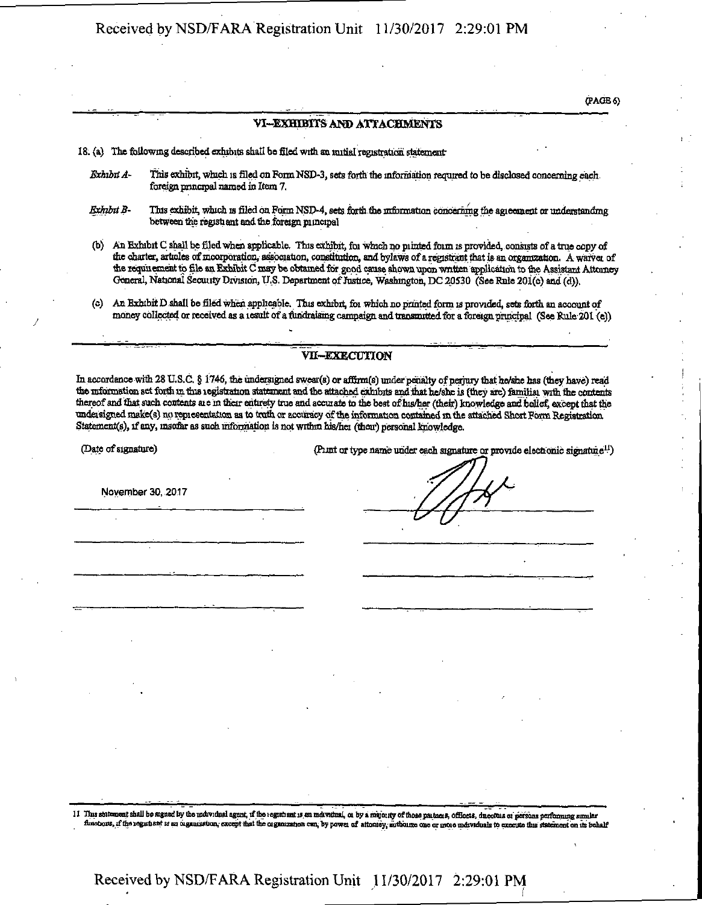## VI--EXHIBITS AND ATTACHMENTS

18. (a) The following described exhibits shall be filed with an initial registration statement:

*Exhibit A*- This exhibit, which is filed on Form NSD-3, sets forth the information required to be disclosed concerning each foreign principal named in Item 7.

*Exhibit B*- This exhibit, which is filed on Form NSD-4, sets forth the information concerning the agreement or understanding between the registrant and the foreign principal.

(b) An Exhibit C shall be filed when applicable. This exhibit, for which no printed form is provided, consists of a true copy of the charter, articles of incorporation, association, constitution, and bylaws of a registrant that is an organization. A waiver of the requirement to file an Exhibit C may be obtained for good cause shown upon written application to the Assistant Attorney General, National Security Division, U.S. Department of Justice, Washington, DC 20530 (See Rule 201(c) and (d)).

(c) An Exhibit D shall be filed when applicable. This exhibit, for which no printed form is provided, sets forth an account of money collected or received as a result of a fundraising campaign and transmitted for a foreign principal. (See Rule 201 (e))

## VII--EXECUTION

In accordance with 28 U.S.C. § 1746, the undersigned swear(s) or affirm(s) under penalty of perjury that he/she has (they have) read the information set forth in this registration statement and the attached exhibits and that he/she is (they are) familiar with the contents thereof and that such contents are in their entirety true and accurate to the best of his/her (their) knowledge and belief, except that the undersigned make(s) no representation as to truth or accuracy of the information contained in the attached Short Form Registration Statement(s), if any, insofar as such information is not within his/her (their) personal knowledge.

(Date of signature) (Print or type name under each signature or provide electronic signature[11])

November 30, 2017

[11] This statement shall be signed by the individual agent, if the registrant is an individual, or by a majority of those partners, officers, directors or persons performing similar functions, if the registrant is an organization, except that the organization can, by power of attorney, authorize one or more individuals to execute this statement on its behalf.